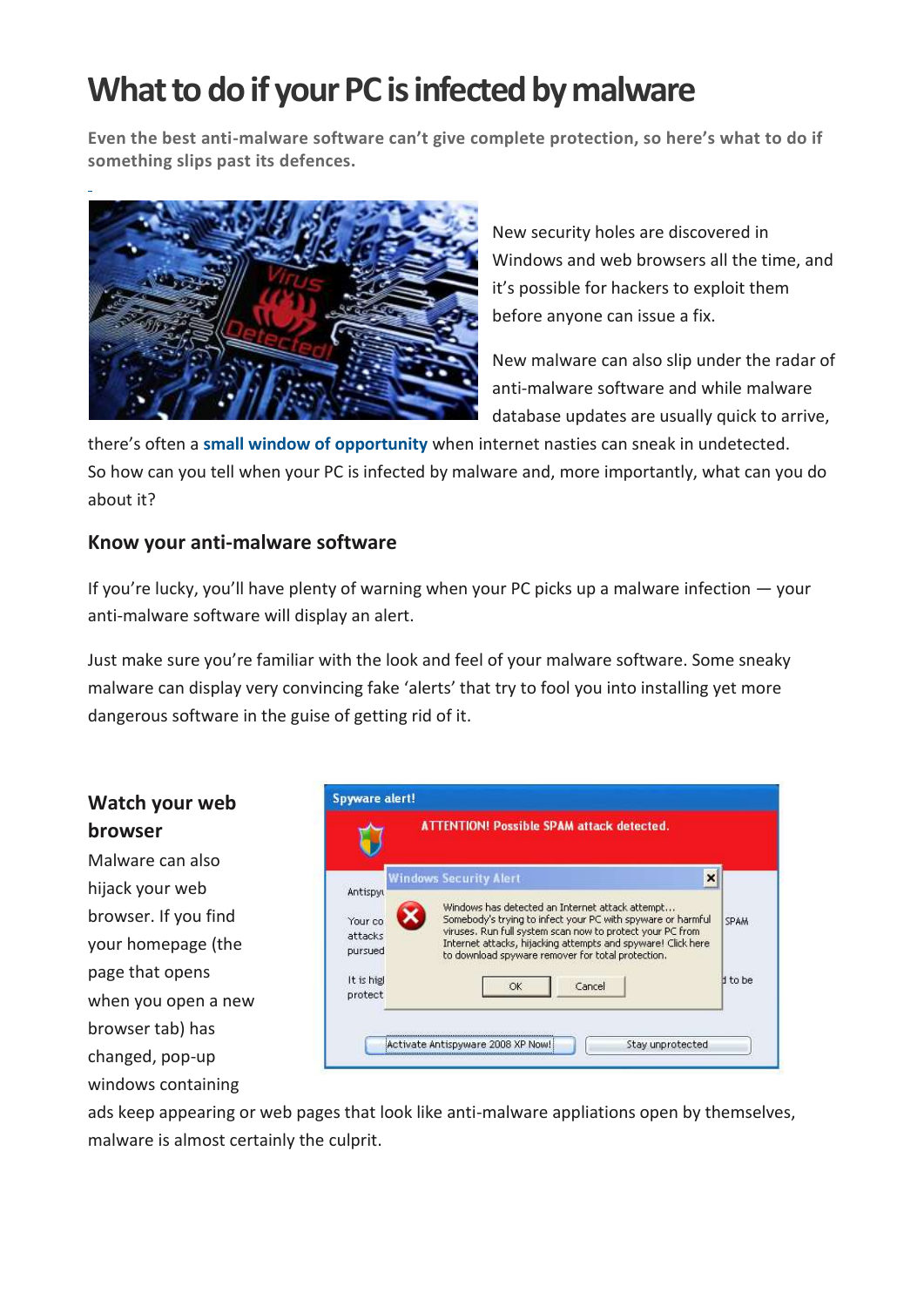# What to do if your PC is infected by malware

**Even the best anti-malware software can't give complete protection, so here's what to do if something slips past its defences.**

New security holes are discovered in Windows and web browsers all the time, and it's possible for hackers to exploit them before anyone can issue a fix.

New malware can also slip under the radar of anti-malware software and while malware database updates are usually quick to arrive, there's often a **small window of opportunity** when internet nasties can sneak in undetected. So how can you tell when your PC is infected by malware and, more importantly, what can you do about it?

### Know your anti-malware software

If you're lucky, you'll have plenty of warning when your PC picks up a malware infection — your anti-malware software will display an alert.

Just make sure you're familiar with the look and feel of your malware software. Some sneaky malware can display very convincing fake 'alerts' that try to fool you into installing yet more dangerous software in the guise of getting rid of it.

### Watch your web browser

Malware can also hijack your web browser. If you find your homepage (the page that opens when you open a new browser tab) has changed, pop-up windows containing ads keep appearing or web pages that look like anti-malware appliations open by themselves, malware is almost certainly the culprit.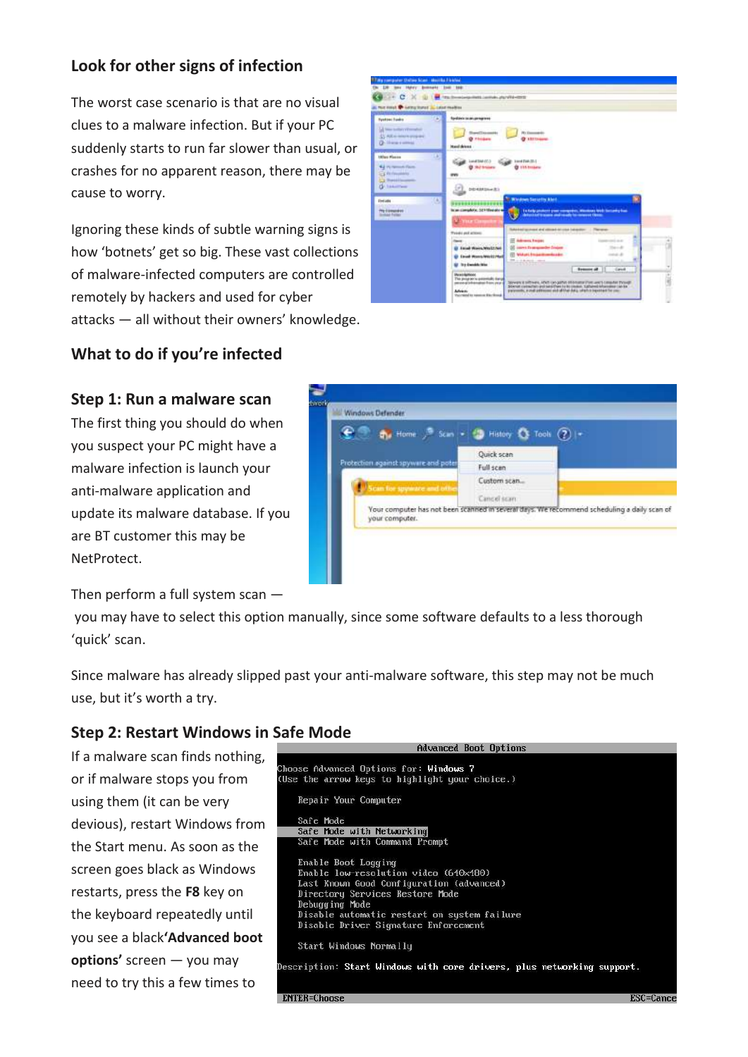## Look for other signs of infection

The worst case scenario is that are no visual clues to a malware infection. But if your PC suddenly starts to run far slower than usual, or crashes for no apparent reason, there may be cause to worry.

Ignoring these kinds of subtle warning signs is how 'botnets' get so big. These vast collections of malware-infected computers are controlled remotely by hackers and used for cyber attacks — all without their owners' knowledge.

## What to do if you're infected

### Step 1: Run a malware scan

The first thing you should do when you suspect your PC might have a malware infection is launch your anti-malware application and update its malware database. If you are BT customer this may be NetProtect.

Then perform a full system scan — you may have to select this option manually, since some software defaults to a less thorough 'quick' scan.

Since malware has already slipped past your anti-malware software, this step may not be much use, but it's worth a try.

### Step 2: Restart Windows in Safe Mode

If a malware scan finds nothing, or if malware stops you from using them (it can be very devious), restart Windows from the Start menu. As soon as the screen goes black as Windows restarts, press the **F8** key on the keyboard repeatedly until you see a black **'Advanced boot options'** screen — you may need to try this a few times to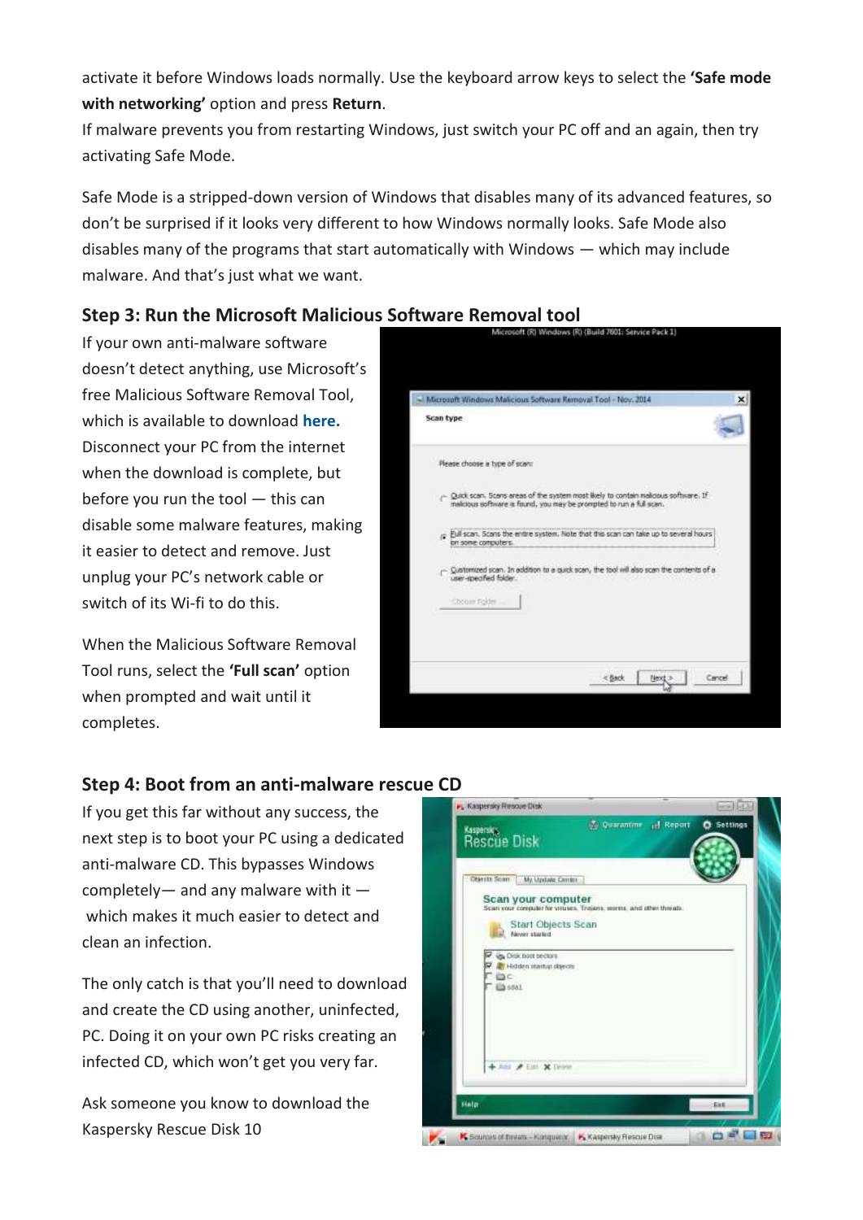activate it before Windows loads normally. Use the keyboard arrow keys to select the **'Safe mode with networking'** option and press **Return**.
If malware prevents you from restarting Windows, just switch your PC off and an again, then try activating Safe Mode.

Safe Mode is a stripped-down version of Windows that disables many of its advanced features, so don't be surprised if it looks very different to how Windows normally looks. Safe Mode also disables many of the programs that start automatically with Windows — which may include malware. And that's just what we want.

## Step 3: Run the Microsoft Malicious Software Removal tool

If your own anti-malware software doesn't detect anything, use Microsoft's free Malicious Software Removal Tool, which is available to download **here.** Disconnect your PC from the internet when the download is complete, but before you run the tool — this can disable some malware features, making it easier to detect and remove. Just unplug your PC's network cable or switch of its Wi-fi to do this.

When the Malicious Software Removal Tool runs, select the **'Full scan'** option when prompted and wait until it completes.

## Step 4: Boot from an anti-malware rescue CD

If you get this far without any success, the next step is to boot your PC using a dedicated anti-malware CD. This bypasses Windows completely— and any malware with it — which makes it much easier to detect and clean an infection.

The only catch is that you'll need to download and create the CD using another, uninfected, PC. Doing it on your own PC risks creating an infected CD, which won't get you very far.

Ask someone you know to download the Kaspersky Rescue Disk 10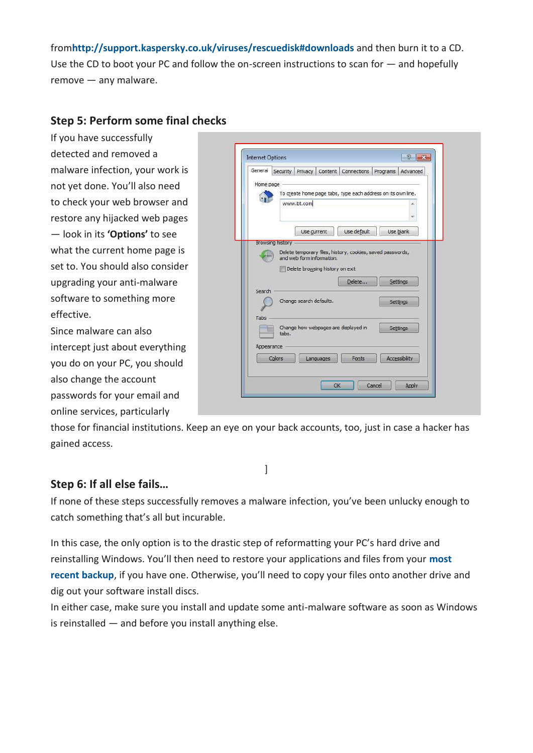from**http://support.kaspersky.co.uk/viruses/rescuedisk#downloads** and then burn it to a CD. Use the CD to boot your PC and follow the on-screen instructions to scan for — and hopefully remove — any malware.

## Step 5: Perform some final checks

If you have successfully detected and removed a malware infection, your work is not yet done. You'll also need to check your web browser and restore any hijacked web pages — look in its **'Options'** to see what the current home page is set to. You should also consider upgrading your anti-malware software to something more effective.

Since malware can also intercept just about everything you do on your PC, you should also change the account passwords for your email and online services, particularly those for financial institutions. Keep an eye on your back accounts, too, just in case a hacker has gained access.

]

## Step 6: If all else fails…

If none of these steps successfully removes a malware infection, you've been unlucky enough to catch something that's all but incurable.

In this case, the only option is to the drastic step of reformatting your PC's hard drive and reinstalling Windows. You'll then need to restore your applications and files from your **most recent backup**, if you have one. Otherwise, you'll need to copy your files onto another drive and dig out your software install discs.

In either case, make sure you install and update some anti-malware software as soon as Windows is reinstalled — and before you install anything else.